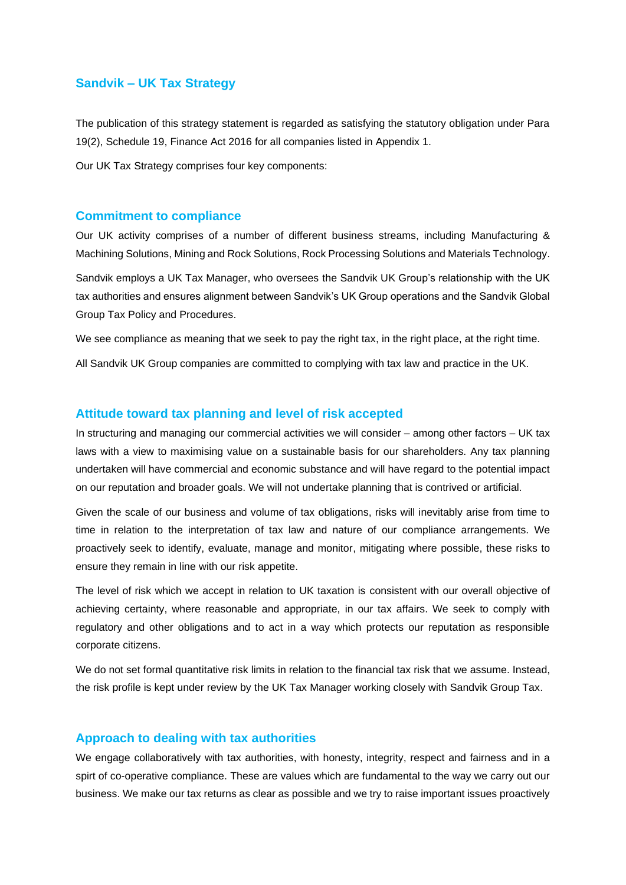# Sandvik – UK Tax Strategy

The publication of this strategy statement is regarded as satisfying the statutory obligation under Para 19(2), Schedule 19, Finance Act 2016 for all companies listed in Appendix 1.

Our UK Tax Strategy comprises four key components:

## Commitment to compliance

Our UK activity comprises of a number of different business streams, including Manufacturing & Machining Solutions, Mining and Rock Solutions, Rock Processing Solutions and Materials Technology.

Sandvik employs a UK Tax Manager, who oversees the Sandvik UK Group's relationship with the UK tax authorities and ensures alignment between Sandvik's UK Group operations and the Sandvik Global Group Tax Policy and Procedures.

We see compliance as meaning that we seek to pay the right tax, in the right place, at the right time.

All Sandvik UK Group companies are committed to complying with tax law and practice in the UK.

## Attitude toward tax planning and level of risk accepted

In structuring and managing our commercial activities we will consider – among other factors – UK tax laws with a view to maximising value on a sustainable basis for our shareholders. Any tax planning undertaken will have commercial and economic substance and will have regard to the potential impact on our reputation and broader goals. We will not undertake planning that is contrived or artificial.

Given the scale of our business and volume of tax obligations, risks will inevitably arise from time to time in relation to the interpretation of tax law and nature of our compliance arrangements. We proactively seek to identify, evaluate, manage and monitor, mitigating where possible, these risks to ensure they remain in line with our risk appetite.

The level of risk which we accept in relation to UK taxation is consistent with our overall objective of achieving certainty, where reasonable and appropriate, in our tax affairs. We seek to comply with regulatory and other obligations and to act in a way which protects our reputation as responsible corporate citizens.

We do not set formal quantitative risk limits in relation to the financial tax risk that we assume. Instead, the risk profile is kept under review by the UK Tax Manager working closely with Sandvik Group Tax.

## Approach to dealing with tax authorities

We engage collaboratively with tax authorities, with honesty, integrity, respect and fairness and in a spirt of co-operative compliance. These are values which are fundamental to the way we carry out our business. We make our tax returns as clear as possible and we try to raise important issues proactively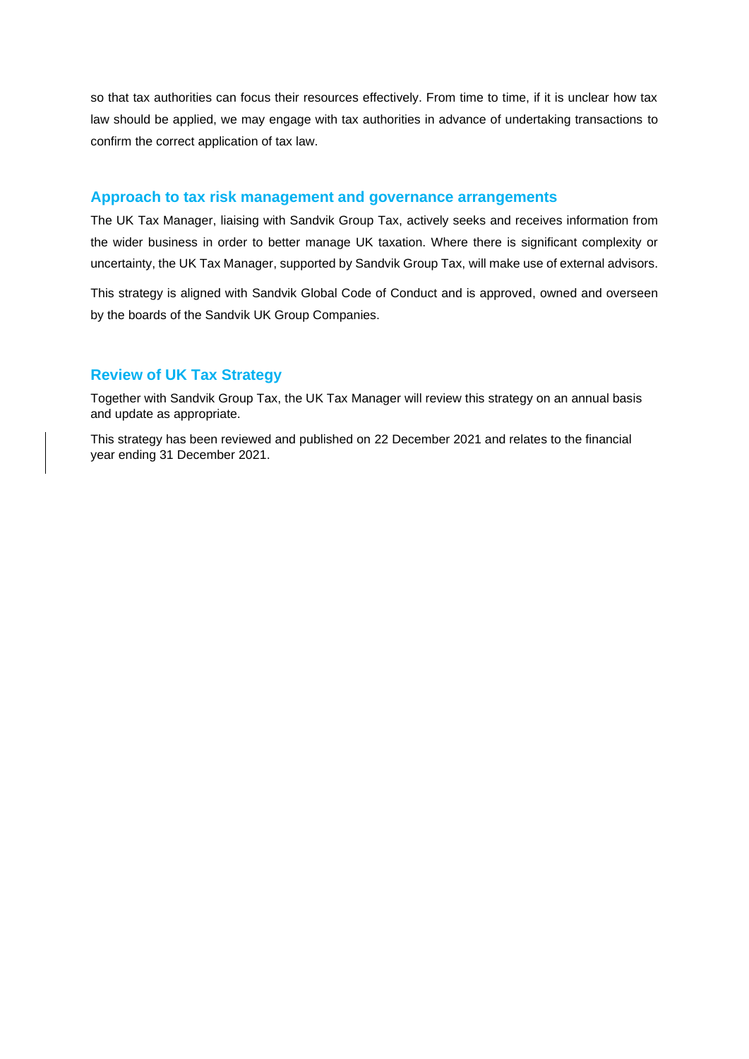so that tax authorities can focus their resources effectively. From time to time, if it is unclear how tax law should be applied, we may engage with tax authorities in advance of undertaking transactions to confirm the correct application of tax law.

## Approach to tax risk management and governance arrangements

The UK Tax Manager, liaising with Sandvik Group Tax, actively seeks and receives information from the wider business in order to better manage UK taxation. Where there is significant complexity or uncertainty, the UK Tax Manager, supported by Sandvik Group Tax, will make use of external advisors.

This strategy is aligned with Sandvik Global Code of Conduct and is approved, owned and overseen by the boards of the Sandvik UK Group Companies.

## Review of UK Tax Strategy

Together with Sandvik Group Tax, the UK Tax Manager will review this strategy on an annual basis and update as appropriate.

This strategy has been reviewed and published on 22 December 2021 and relates to the financial year ending 31 December 2021.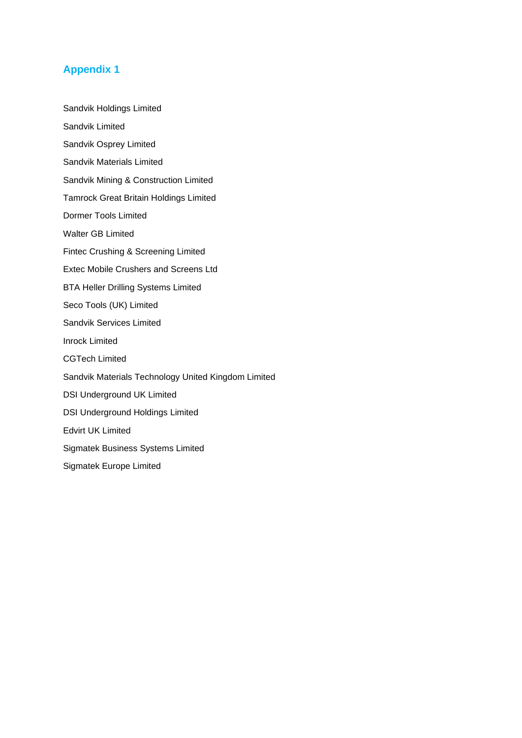## Appendix 1

Sandvik Holdings Limited

Sandvik Limited

Sandvik Osprey Limited

Sandvik Materials Limited

Sandvik Mining & Construction Limited

Tamrock Great Britain Holdings Limited

Dormer Tools Limited

Walter GB Limited

Fintec Crushing & Screening Limited

Extec Mobile Crushers and Screens Ltd

BTA Heller Drilling Systems Limited

Seco Tools (UK) Limited

Sandvik Services Limited

Inrock Limited

CGTech Limited

Sandvik Materials Technology United Kingdom Limited

DSI Underground UK Limited

DSI Underground Holdings Limited

Edvirt UK Limited

Sigmatek Business Systems Limited

Sigmatek Europe Limited